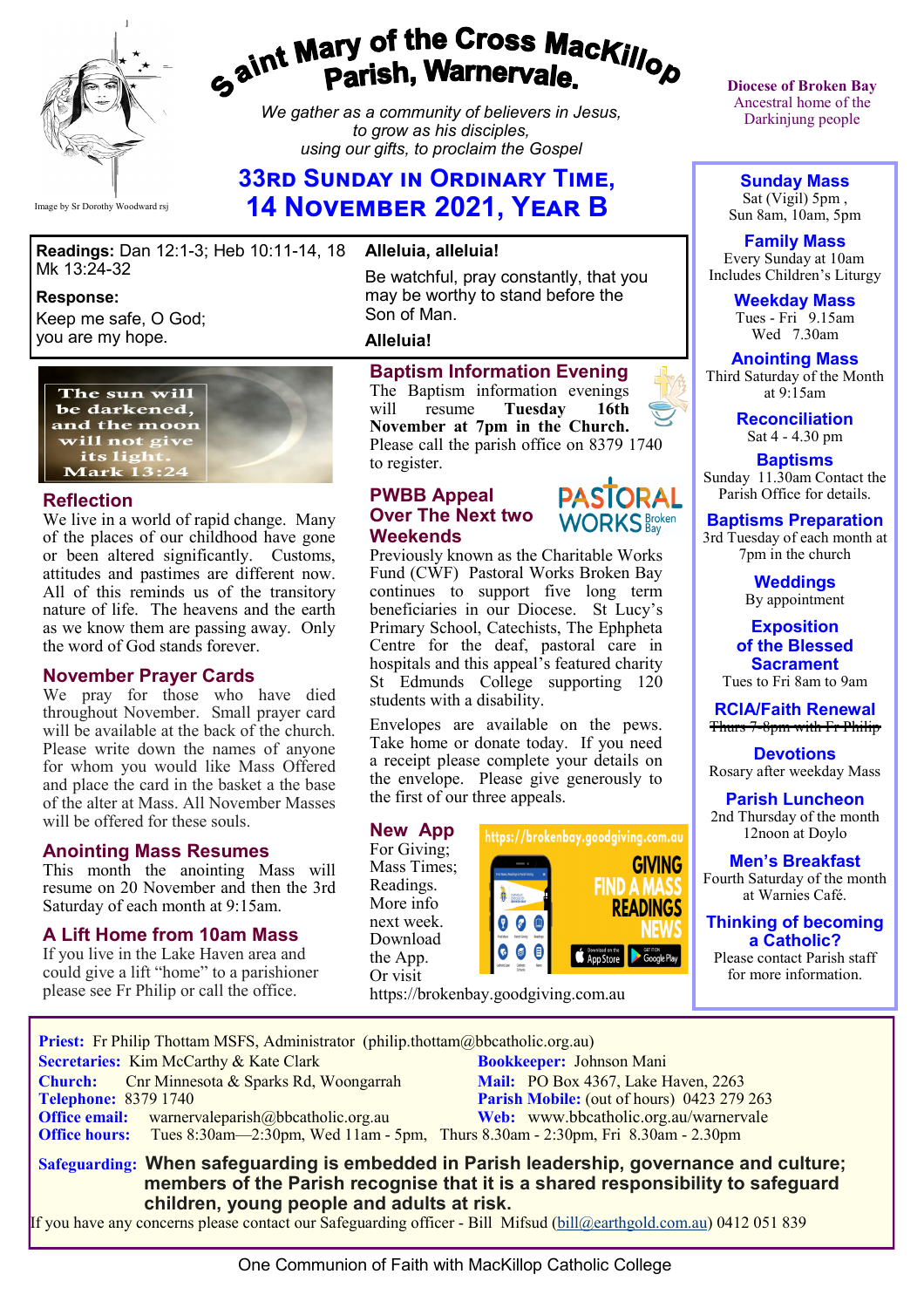# Saint Mary of the Cross MacKillop Parish, Warnervale.

Image by Sr Dorothy Woodward rsj

*We gather as a community of believers in Jesus, to grow as his disciples, using our gifts, to proclaim the Gospel*

Diocese of Broken Bay
Ancestral home of the Darkinjung people

## 33rd Sunday in Ordinary Time, 14 November 2021, Year B

**Readings:** Dan 12:1-3; Heb 10:11-14, 18 Mk 13:24-32

**Response:**
Keep me safe, O God;
you are my hope.

**Alleluia, alleluia!**

Be watchful, pray constantly, that you may be worthy to stand before the Son of Man.

**Alleluia!**

The sun will be darkened, and the moon will not give its light. Mark 13:24

### Reflection

We live in a world of rapid change. Many of the places of our childhood have gone or been altered significantly. Customs, attitudes and pastimes are different now. All of this reminds us of the transitory nature of life. The heavens and the earth as we know them are passing away. Only the word of God stands forever.

### November Prayer Cards

We pray for those who have died throughout November. Small prayer card will be available at the back of the church. Please write down the names of anyone for whom you would like Mass Offered and place the card in the basket a the base of the alter at Mass. All November Masses will be offered for these souls.

### Anointing Mass Resumes

This month the anointing Mass will resume on 20 November and then the 3rd Saturday of each month at 9:15am.

### A Lift Home from 10am Mass

If you live in the Lake Haven area and could give a lift "home" to a parishioner please see Fr Philip or call the office.

### Baptism Information Evening

The Baptism information evenings will resume **Tuesday 16th November at 7pm in the Church.** Please call the parish office on 8379 1740 to register.

### PWBB Appeal Over The Next two Weekends

PASTORAL WORKS Broken Bay

Previously known as the Charitable Works Fund (CWF) Pastoral Works Broken Bay continues to support five long term beneficiaries in our Diocese. St Lucy's Primary School, Catechists, The Ephpheta Centre for the deaf, pastoral care in hospitals and this appeal's featured charity St Edmunds College supporting 120 students with a disability.

Envelopes are available on the pews. Take home or donate today. If you need a receipt please complete your details on the envelope. Please give generously to the first of our three appeals.

### New App

For Giving; Mass Times; Readings. More info next week. Download the App. Or visit https://brokenbay.goodgiving.com.au

https://brokenbay.goodgiving.com.au
GIVING
FIND A MASS
READINGS
NEWS

**Sunday Mass**
Sat (Vigil) 5pm ,
Sun 8am, 10am, 5pm

**Family Mass**
Every Sunday at 10am
Includes Children's Liturgy

**Weekday Mass**
Tues - Fri 9.15am
Wed 7.30am

**Anointing Mass**
Third Saturday of the Month at 9:15am

**Reconciliation**
Sat 4 - 4.30 pm

**Baptisms**
Sunday 11.30am Contact the Parish Office for details.

**Baptisms Preparation**
3rd Tuesday of each month at 7pm in the church

**Weddings**
By appointment

**Exposition of the Blessed Sacrament**
Tues to Fri 8am to 9am

**RCIA/Faith Renewal**
~~Thurs 7-8pm with Fr Philip~~

**Devotions**
Rosary after weekday Mass

**Parish Luncheon**
2nd Thursday of the month
12noon at Doylo

**Men's Breakfast**
Fourth Saturday of the month at Warnies Café.

**Thinking of becoming a Catholic?**
Please contact Parish staff for more information.

---

**Priest:** Fr Philip Thottam MSFS, Administrator (philip.thottam@bbcatholic.org.au)
**Secretaries:** Kim McCarthy & Kate Clark
**Bookkeeper:** Johnson Mani
**Church:** Cnr Minnesota & Sparks Rd, Woongarrah
**Mail:** PO Box 4367, Lake Haven, 2263
**Telephone:** 8379 1740
**Parish Mobile:** (out of hours) 0423 279 263
**Office email:** warnervaleparish@bbcatholic.org.au
**Web:** www.bbcatholic.org.au/warnervale
**Office hours:** Tues 8:30am—2:30pm, Wed 11am - 5pm, Thurs 8.30am - 2:30pm, Fri 8.30am - 2.30pm

**Safeguarding:** **When safeguarding is embedded in Parish leadership, governance and culture; members of the Parish recognise that it is a shared responsibility to safeguard children, young people and adults at risk.**
If you have any concerns please contact our Safeguarding officer - Bill Mifsud (bill@earthgold.com.au) 0412 051 839

One Communion of Faith with MacKillop Catholic College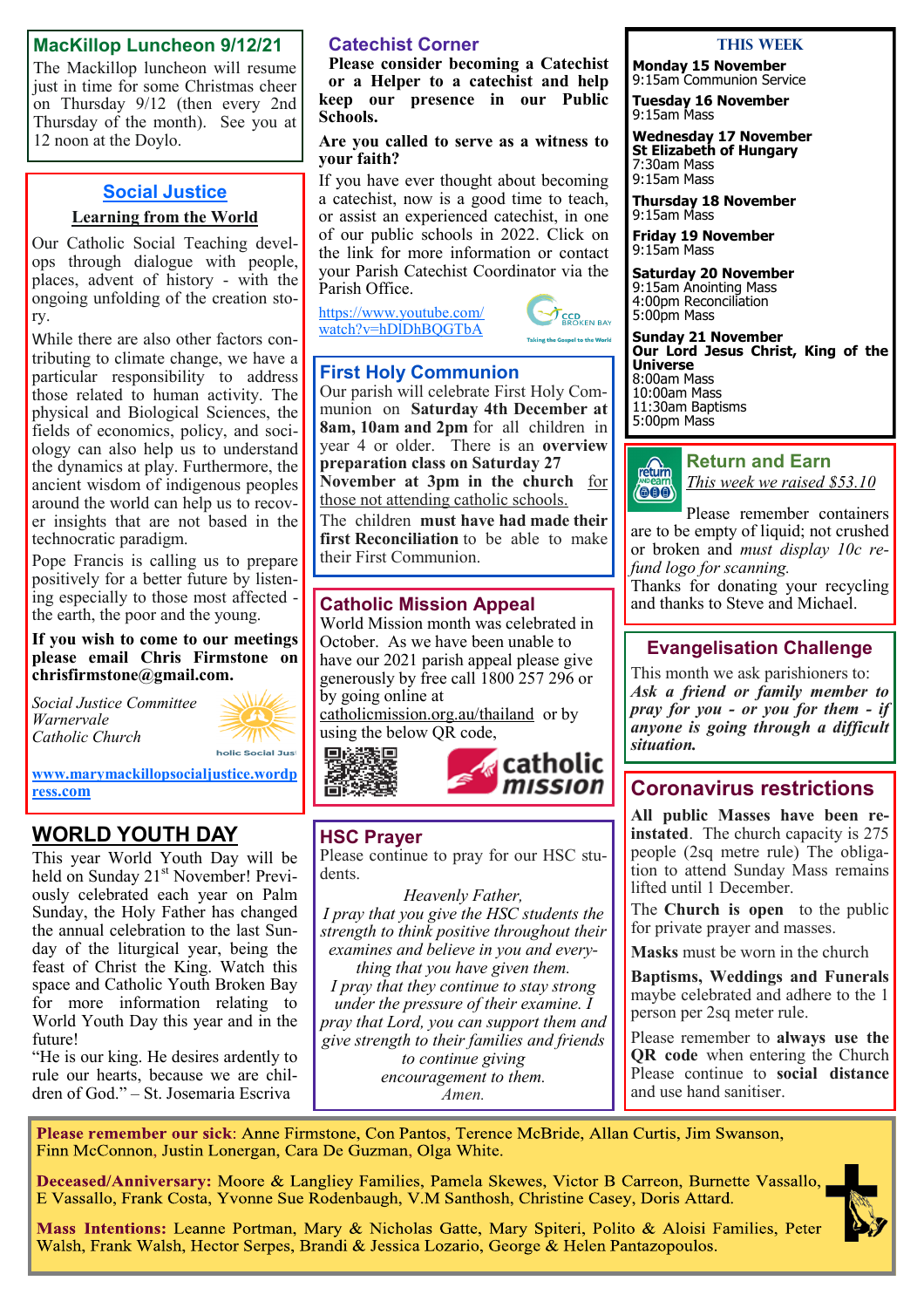## MacKillop Luncheon 9/12/21

The Mackillop luncheon will resume just in time for some Christmas cheer on Thursday 9/12 (then every 2nd Thursday of the month). See you at 12 noon at the Doylo.

## Social Justice

### Learning from the World

Our Catholic Social Teaching develops through dialogue with people, places, advent of history - with the ongoing unfolding of the creation story.

While there are also other factors contributing to climate change, we have a particular responsibility to address those related to human activity. The physical and Biological Sciences, the fields of economics, policy, and sociology can also help us to understand the dynamics at play. Furthermore, the ancient wisdom of indigenous peoples around the world can help us to recover insights that are not based in the technocratic paradigm.

Pope Francis is calling us to prepare positively for a better future by listening especially to those most affected - the earth, the poor and the young.

**If you wish to come to our meetings please email Chris Firmstone on chrisfirmstone@gmail.com.**

*Social Justice Committee*
*Warnervale*
*Catholic Church*

**www.marymackillopsocialjustice.wordpress.com**

## WORLD YOUTH DAY

This year World Youth Day will be held on Sunday 21st November! Previously celebrated each year on Palm Sunday, the Holy Father has changed the annual celebration to the last Sunday of the liturgical year, being the feast of Christ the King. Watch this space and Catholic Youth Broken Bay for more information relating to World Youth Day this year and in the future!

"He is our king. He desires ardently to rule our hearts, because we are children of God." – St. Josemaria Escriva

## Catechist Corner

**Please consider becoming a Catechist or a Helper to a catechist and help keep our presence in our Public Schools.**

**Are you called to serve as a witness to your faith?**

If you have ever thought about becoming a catechist, now is a good time to teach, or assist an experienced catechist, in one of our public schools in 2022. Click on the link for more information or contact your Parish Catechist Coordinator via the Parish Office.

https://www.youtube.com/watch?v=hDlDhBQGTbA

CCD Broken Bay — Taking the Gospel to the World

## First Holy Communion

Our parish will celebrate First Holy Communion on **Saturday 4th December at 8am, 10am and 2pm** for all children in year 4 or older. There is an **overview preparation class on Saturday 27 November at 3pm in the church** for those not attending catholic schools.

The children **must have had made their first Reconciliation** to be able to make their First Communion.

## Catholic Mission Appeal

World Mission month was celebrated in October. As we have been unable to have our 2021 parish appeal please give generously by free call 1800 257 296 or by going online at catholicmission.org.au/thailand or by using the below QR code,

## HSC Prayer

Please continue to pray for our HSC students.

*Heavenly Father,*
*I pray that you give the HSC students the strength to think positive throughout their examines and believe in you and everything that you have given them.*
*I pray that they continue to stay strong under the pressure of their examine. I pray that Lord, you can support them and give strength to their families and friends to continue giving encouragement to them.*
*Amen.*

## THIS WEEK

**Monday 15 November**
9:15am Communion Service

**Tuesday 16 November**
9:15am Mass

**Wednesday 17 November**
**St Elizabeth of Hungary**
7:30am Mass
9:15am Mass

**Thursday 18 November**
9:15am Mass

**Friday 19 November**
9:15am Mass

**Saturday 20 November**
9:15am Anointing Mass
4:00pm Reconciliation
5:00pm Mass

**Sunday 21 November**
**Our Lord Jesus Christ, King of the Universe**
8:00am Mass
10:00am Mass
11:30am Baptisms
5:00pm Mass

## Return and Earn

*This week we raised $53.10*

Please remember containers are to be empty of liquid; not crushed or broken and *must display 10c refund logo for scanning.*
Thanks for donating your recycling and thanks to Steve and Michael.

## Evangelisation Challenge

This month we ask parishioners to:
***Ask a friend or family member to pray for you - or you for them - if anyone is going through a difficult situation.***

## Coronavirus restrictions

**All public Masses have been reinstated**. The church capacity is 275 people (2sq metre rule) The obligation to attend Sunday Mass remains lifted until 1 December.

The **Church is open** to the public for private prayer and masses.

**Masks** must be worn in the church

**Baptisms, Weddings and Funerals** maybe celebrated and adhere to the 1 person per 2sq meter rule.

Please remember to **always use the QR code** when entering the Church Please continue to **social distance** and use hand sanitiser.

---

**Please remember our sick**: Anne Firmstone, Con Pantos, Terence McBride, Allan Curtis, Jim Swanson, Finn McConnon, Justin Lonergan, Cara De Guzman, Olga White.

**Deceased/Anniversary:** Moore & Langliey Families, Pamela Skewes, Victor B Carreon, Burnette Vassallo, E Vassallo, Frank Costa, Yvonne Sue Rodenbaugh, V.M Santhosh, Christine Casey, Doris Attard.

**Mass Intentions:** Leanne Portman, Mary & Nicholas Gatte, Mary Spiteri, Polito & Aloisi Families, Peter Walsh, Frank Walsh, Hector Serpes, Brandi & Jessica Lozario, George & Helen Pantazopoulos.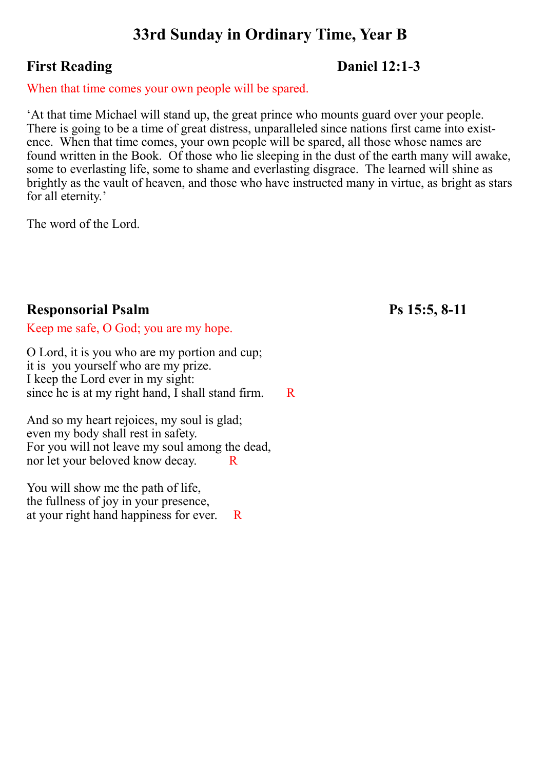# 33rd Sunday in Ordinary Time, Year B

## First Reading — Daniel 12:1-3

When that time comes your own people will be spared.

'At that time Michael will stand up, the great prince who mounts guard over your people. There is going to be a time of great distress, unparalleled since nations first came into existence. When that time comes, your own people will be spared, all those whose names are found written in the Book. Of those who lie sleeping in the dust of the earth many will awake, some to everlasting life, some to shame and everlasting disgrace. The learned will shine as brightly as the vault of heaven, and those who have instructed many in virtue, as bright as stars for all eternity.'

The word of the Lord.

## Responsorial Psalm — Ps 15:5, 8-11

Keep me safe, O God; you are my hope.

O Lord, it is you who are my portion and cup;
it is you yourself who are my prize.
I keep the Lord ever in my sight:
since he is at my right hand, I shall stand firm. R

And so my heart rejoices, my soul is glad;
even my body shall rest in safety.
For you will not leave my soul among the dead,
nor let your beloved know decay. R

You will show me the path of life,
the fullness of joy in your presence,
at your right hand happiness for ever. R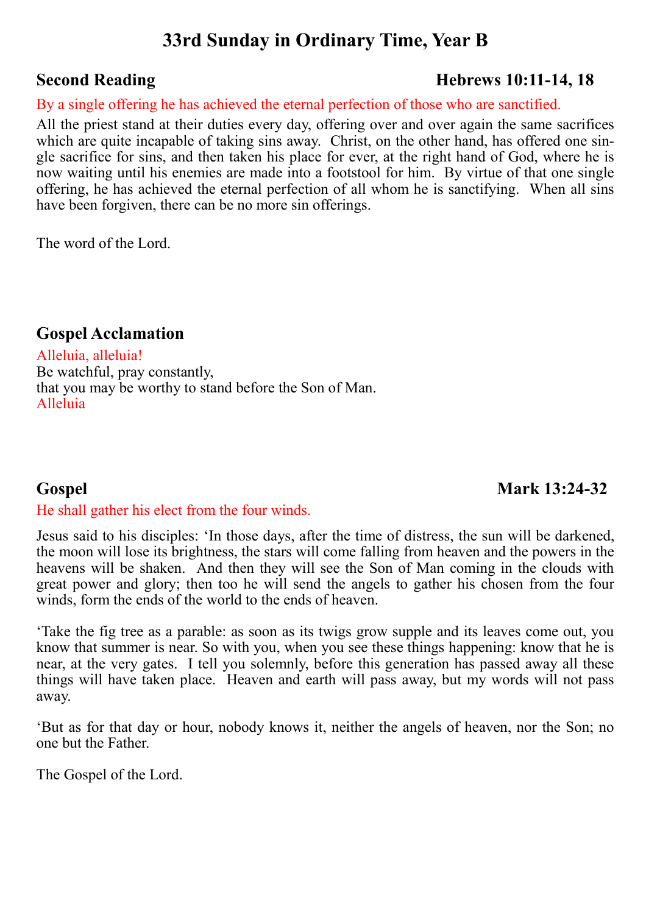# 33rd Sunday in Ordinary Time, Year B

## Second Reading — Hebrews 10:11-14, 18

By a single offering he has achieved the eternal perfection of those who are sanctified.

All the priest stand at their duties every day, offering over and over again the same sacrifices which are quite incapable of taking sins away. Christ, on the other hand, has offered one single sacrifice for sins, and then taken his place for ever, at the right hand of God, where he is now waiting until his enemies are made into a footstool for him. By virtue of that one single offering, he has achieved the eternal perfection of all whom he is sanctifying. When all sins have been forgiven, there can be no more sin offerings.

The word of the Lord.

## Gospel Acclamation

Alleluia, alleluia!
Be watchful, pray constantly,
that you may be worthy to stand before the Son of Man.
Alleluia

## Gospel — Mark 13:24-32

He shall gather his elect from the four winds.

Jesus said to his disciples: 'In those days, after the time of distress, the sun will be darkened, the moon will lose its brightness, the stars will come falling from heaven and the powers in the heavens will be shaken. And then they will see the Son of Man coming in the clouds with great power and glory; then too he will send the angels to gather his chosen from the four winds, form the ends of the world to the ends of heaven.

'Take the fig tree as a parable: as soon as its twigs grow supple and its leaves come out, you know that summer is near. So with you, when you see these things happening: know that he is near, at the very gates. I tell you solemnly, before this generation has passed away all these things will have taken place. Heaven and earth will pass away, but my words will not pass away.

'But as for that day or hour, nobody knows it, neither the angels of heaven, nor the Son; no one but the Father.

The Gospel of the Lord.